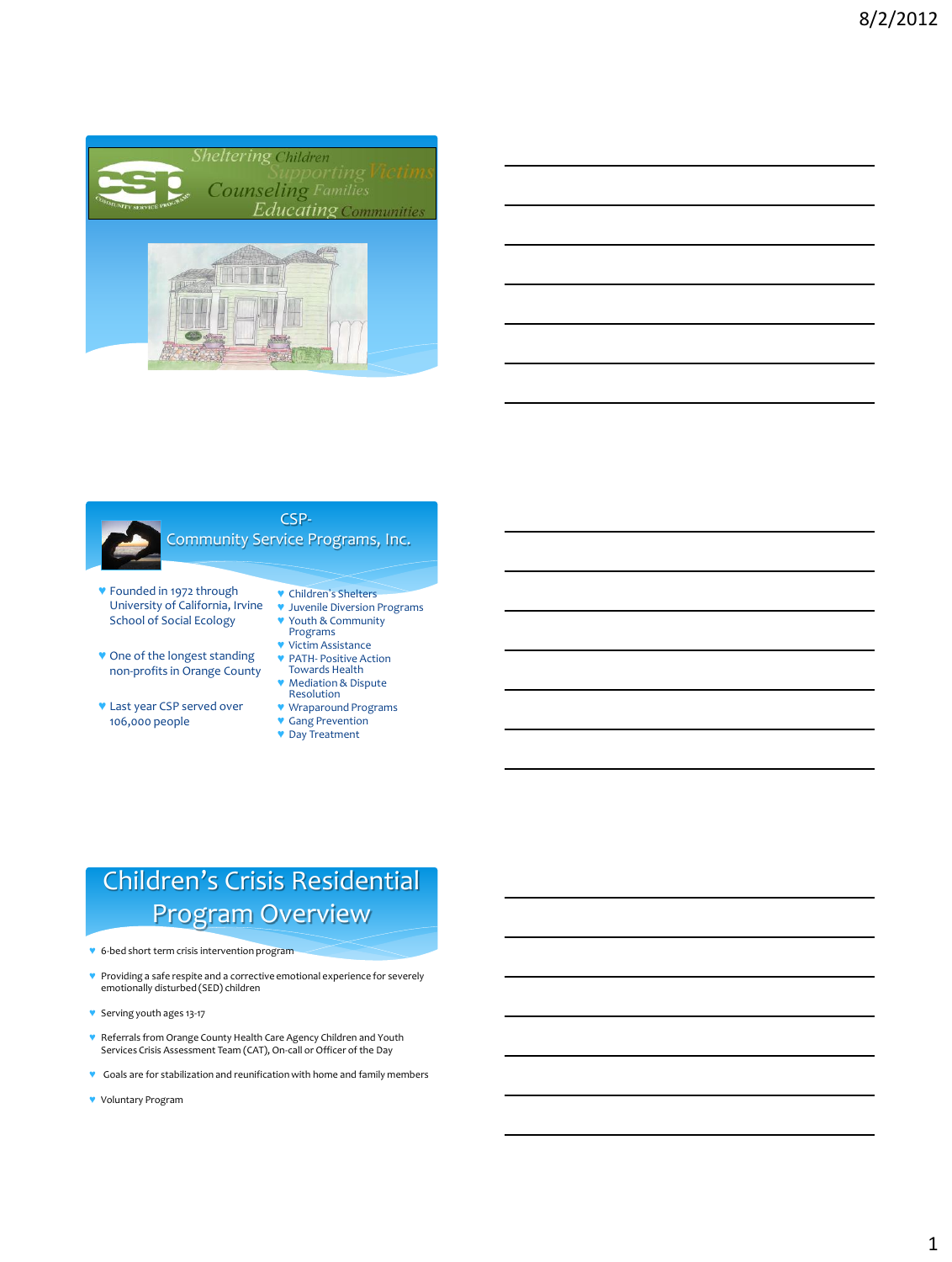Sheltering Children
Supporting Victims
Counseling Families
Educating Communities

## CSP- Community Service Programs, Inc.

- Founded in 1972 through University of California, Irvine School of Social Ecology
- One of the longest standing non-profits in Orange County
- Last year CSP served over 106,000 people

- Children's Shelters
- Juvenile Diversion Programs
- Youth & Community Programs
- Victim Assistance
- PATH- Positive Action Towards Health
- Mediation & Dispute Resolution
- Wraparound Programs
- Gang Prevention
- Day Treatment

## Children's Crisis Residential Program Overview

- 6-bed short term crisis intervention program
- Providing a safe respite and a corrective emotional experience for severely emotionally disturbed (SED) children
- Serving youth ages 13-17
- Referrals from Orange County Health Care Agency Children and Youth Services Crisis Assessment Team (CAT), On-call or Officer of the Day
- Goals are for stabilization and reunification with home and family members
- Voluntary Program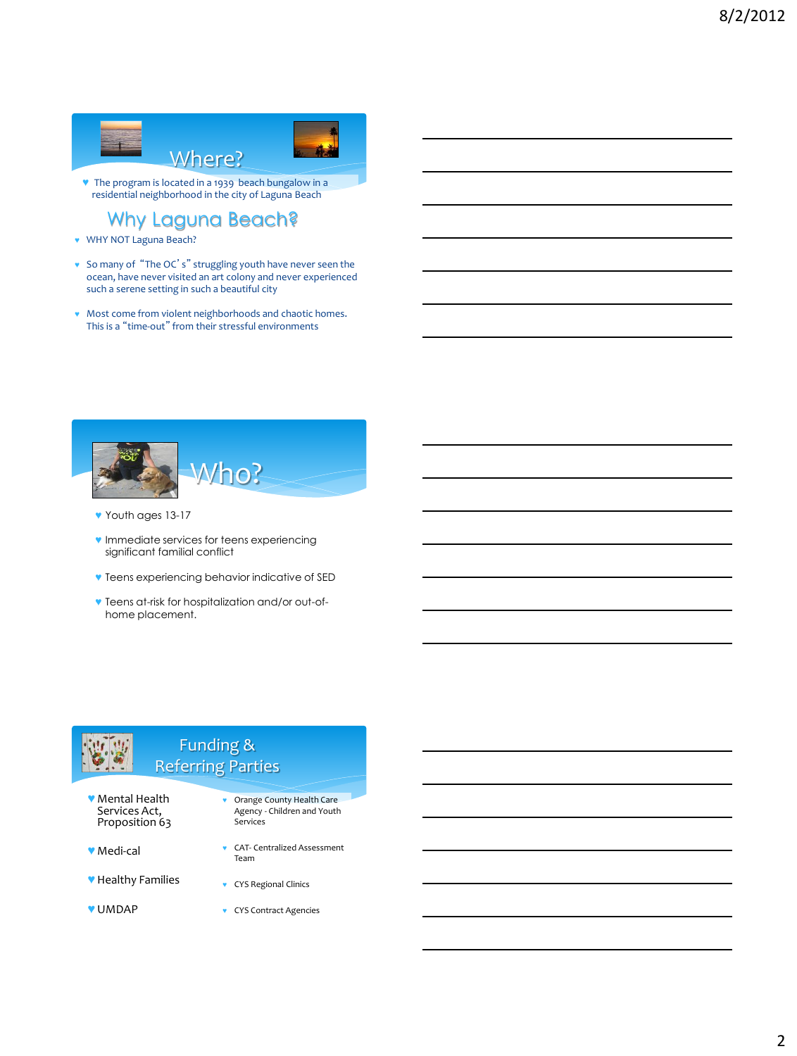## Where?

- The program is located in a 1939 beach bungalow in a residential neighborhood in the city of Laguna Beach

## Why Laguna Beach?

- WHY NOT Laguna Beach?
- So many of "The OC's" struggling youth have never seen the ocean, have never visited an art colony and never experienced such a serene setting in such a beautiful city
- Most come from violent neighborhoods and chaotic homes. This is a "time-out" from their stressful environments

## Who?

- Youth ages 13-17
- Immediate services for teens experiencing significant familial conflict
- Teens experiencing behavior indicative of SED
- Teens at-risk for hospitalization and/or out-of-home placement.

## Funding & Referring Parties

- Mental Health Services Act, Proposition 63
- Medi-cal
- Healthy Families
- UMDAP

- Orange County Health Care Agency - Children and Youth Services
- CAT- Centralized Assessment Team
- CYS Regional Clinics
- CYS Contract Agencies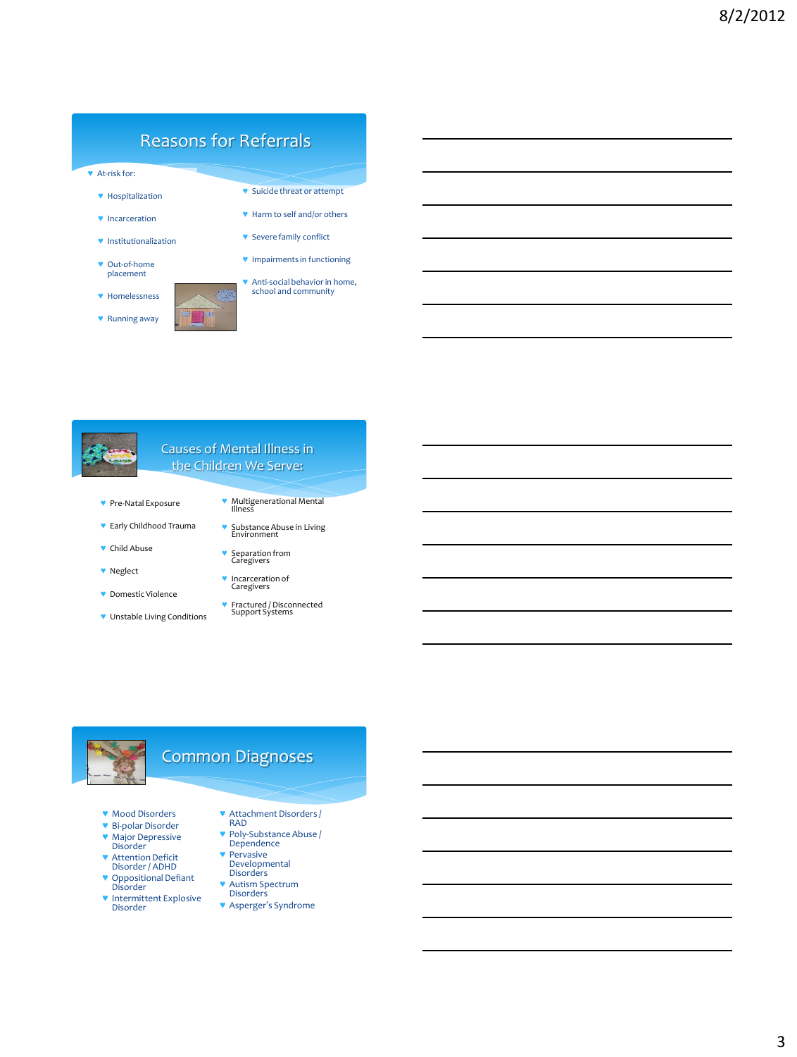## Reasons for Referrals

- At-risk for:
  - Hospitalization
  - Incarceration
  - Institutionalization
  - Out-of-home placement
  - Homelessness
  - Running away
  - Suicide threat or attempt
  - Harm to self and/or others
  - Severe family conflict
  - Impairments in functioning
  - Anti-social behavior in home, school and community

## Causes of Mental Illness in the Children We Serve:

- Pre-Natal Exposure
- Early Childhood Trauma
- Child Abuse
- Neglect
- Domestic Violence
- Unstable Living Conditions
- Multigenerational Mental Illness
- Substance Abuse in Living Environment
- Separation from Caregivers
- Incarceration of Caregivers
- Fractured / Disconnected Support Systems

## Common Diagnoses

- Mood Disorders
- Bi-polar Disorder
- Major Depressive Disorder
- Attention Deficit Disorder / ADHD
- Oppositional Defiant Disorder
- Intermittent Explosive Disorder
- Attachment Disorders / RAD
- Poly-Substance Abuse / Dependence
- Pervasive Developmental Disorders
- Autism Spectrum Disorders
- Asperger's Syndrome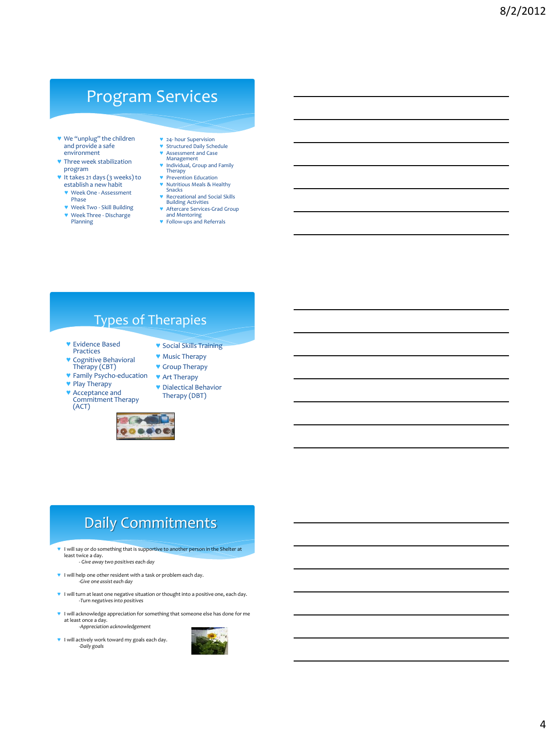## Program Services

- We "unplug" the children and provide a safe environment
- Three week stabilization program
- It takes 21 days (3 weeks) to establish a new habit
  - Week One - Assessment Phase
  - Week Two - Skill Building
  - Week Three - Discharge Planning
- 24- hour Supervision
- Structured Daily Schedule
- Assessment and Case Management
- Individual, Group and Family Therapy
- Prevention Education
- Nutritious Meals & Healthy Snacks
- Recreational and Social Skills Building Activities
- Aftercare Services-Grad Group and Mentoring
- Follow-ups and Referrals

## Types of Therapies

- Evidence Based Practices
- Cognitive Behavioral Therapy (CBT)
- Family Psycho-education
- Play Therapy
- Acceptance and Commitment Therapy (ACT)
- Social Skills Training
- Music Therapy
- Group Therapy
- Art Therapy
- Dialectical Behavior Therapy (DBT)

## Daily Commitments

- I will say or do something that is supportive to another person in the Shelter at least twice a day.
  *- Give away two positives each day*
- I will help one other resident with a task or problem each day.
  *-Give one assist each day*
- I will turn at least one negative situation or thought into a positive one, each day.
  *-Turn negatives into positives*
- I will acknowledge appreciation for something that someone else has done for me at least once a day.
  *-Appreciation acknowledgement*
- I will actively work toward my goals each day.
  *-Daily goals*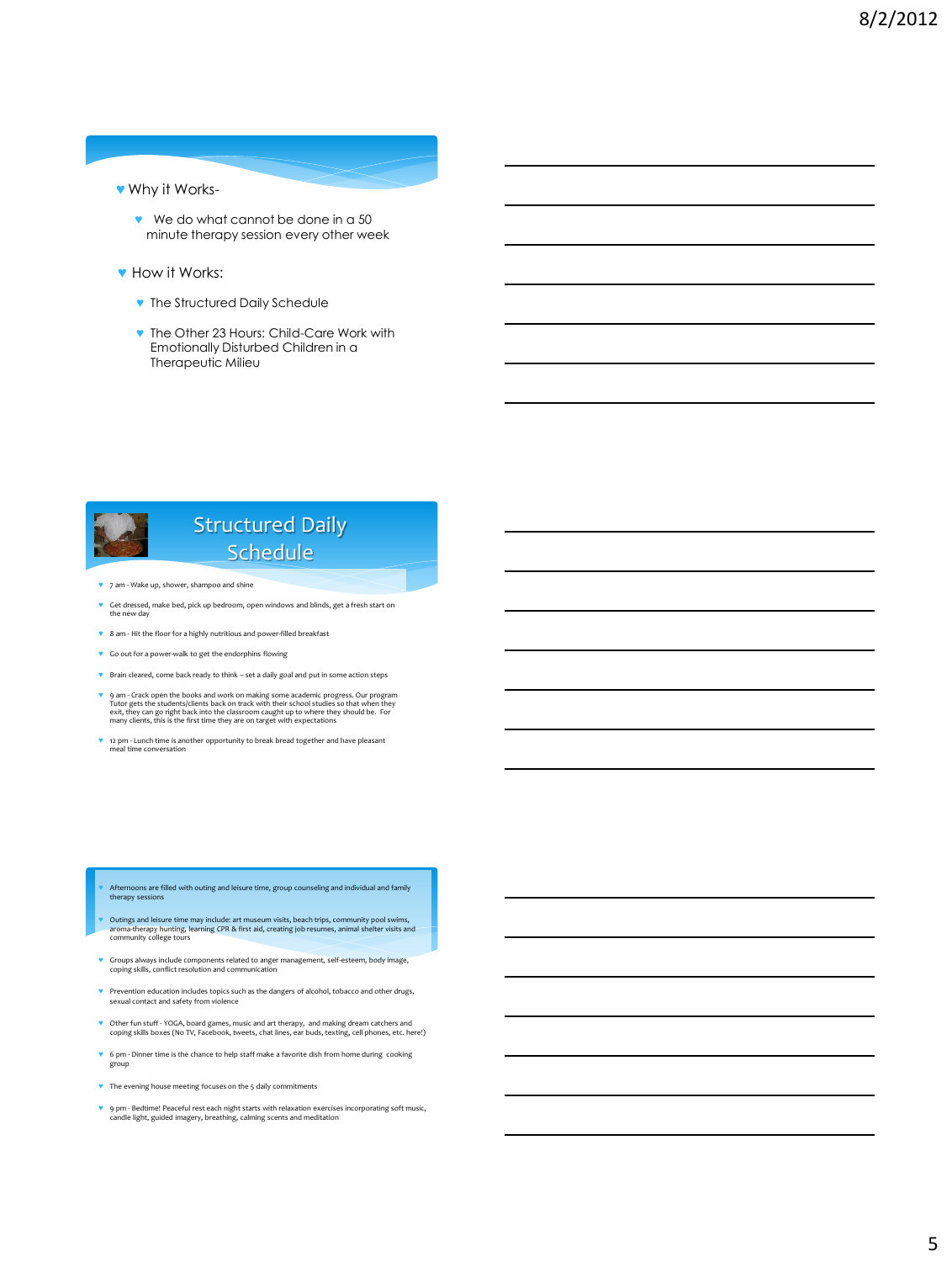- Why it Works-
  - We do what cannot be done in a 50 minute therapy session every other week
- How it Works:
  - The Structured Daily Schedule
  - The Other 23 Hours: Child-Care Work with Emotionally Disturbed Children in a Therapeutic Milieu

## Structured Daily Schedule

- 7 am - Wake up, shower, shampoo and shine
- Get dressed, make bed, pick up bedroom, open windows and blinds, get a fresh start on the new day
- 8 am - Hit the floor for a highly nutritious and power-filled breakfast
- Go out for a power-walk to get the endorphins flowing
- Brain cleared, come back ready to think – set a daily goal and put in some action steps
- 9 am - Crack open the books and work on making some academic progress. Our program Tutor gets the students/clients back on track with their school studies so that when they exit, they can go right back into the classroom caught up to where they should be. For many clients, this is the first time they are on target with expectations
- 12 pm - Lunch time is another opportunity to break bread together and have pleasant meal time conversation

---

- Afternoons are filled with outing and leisure time, group counseling and individual and family therapy sessions
- Outings and leisure time may include: art museum visits, beach trips, community pool swims, aroma-therapy hunting, learning CPR & first aid, creating job resumes, animal shelter visits and community college tours
- Groups always include components related to anger management, self-esteem, body image, coping skills, conflict resolution and communication
- Prevention education includes topics such as the dangers of alcohol, tobacco and other drugs, sexual contact and safety from violence
- Other fun stuff - YOGA, board games, music and art therapy, and making dream catchers and coping skills boxes (No TV, Facebook, tweets, chat lines, ear buds, texting, cell phones, etc. here!)
- 6 pm - Dinner time is the chance to help staff make a favorite dish from home during cooking group
- The evening house meeting focuses on the 5 daily commitments
- 9 pm - Bedtime! Peaceful rest each night starts with relaxation exercises incorporating soft music, candle light, guided imagery, breathing, calming scents and meditation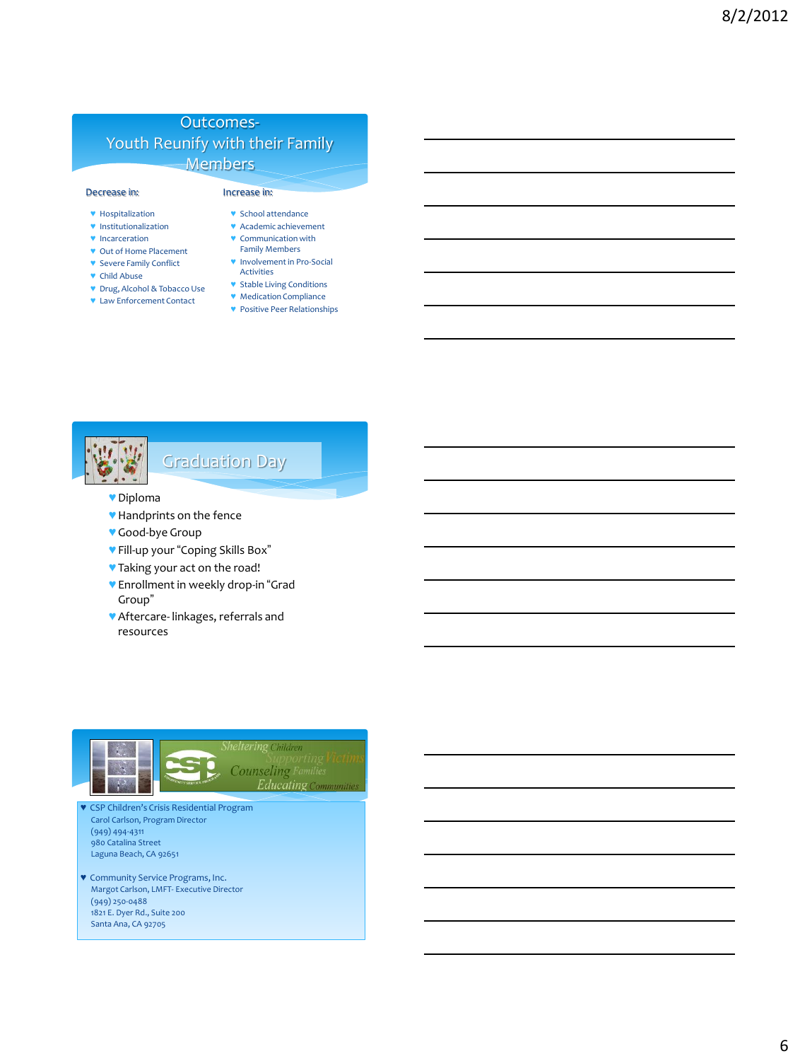## Outcomes- Youth Reunify with their Family Members

**Decrease in:**

- Hospitalization
- Institutionalization
- Incarceration
- Out of Home Placement
- Severe Family Conflict
- Child Abuse
- Drug, Alcohol & Tobacco Use
- Law Enforcement Contact

**Increase in:**

- School attendance
- Academic achievement
- Communication with Family Members
- Involvement in Pro-Social Activities
- Stable Living Conditions
- Medication Compliance
- Positive Peer Relationships

## Graduation Day

- Diploma
- Handprints on the fence
- Good-bye Group
- Fill-up your "Coping Skills Box"
- Taking your act on the road!
- Enrollment in weekly drop-in "Grad Group"
- Aftercare- linkages, referrals and resources

CSP — Sheltering Children, Supporting Victims, Counseling Families, Educating Communities

- CSP Children's Crisis Residential Program
  Carol Carlson, Program Director
  (949) 494-4311
  980 Catalina Street
  Laguna Beach, CA 92651

- Community Service Programs, Inc.
  Margot Carlson, LMFT- Executive Director
  (949) 250-0488
  1821 E. Dyer Rd., Suite 200
  Santa Ana, CA 92705